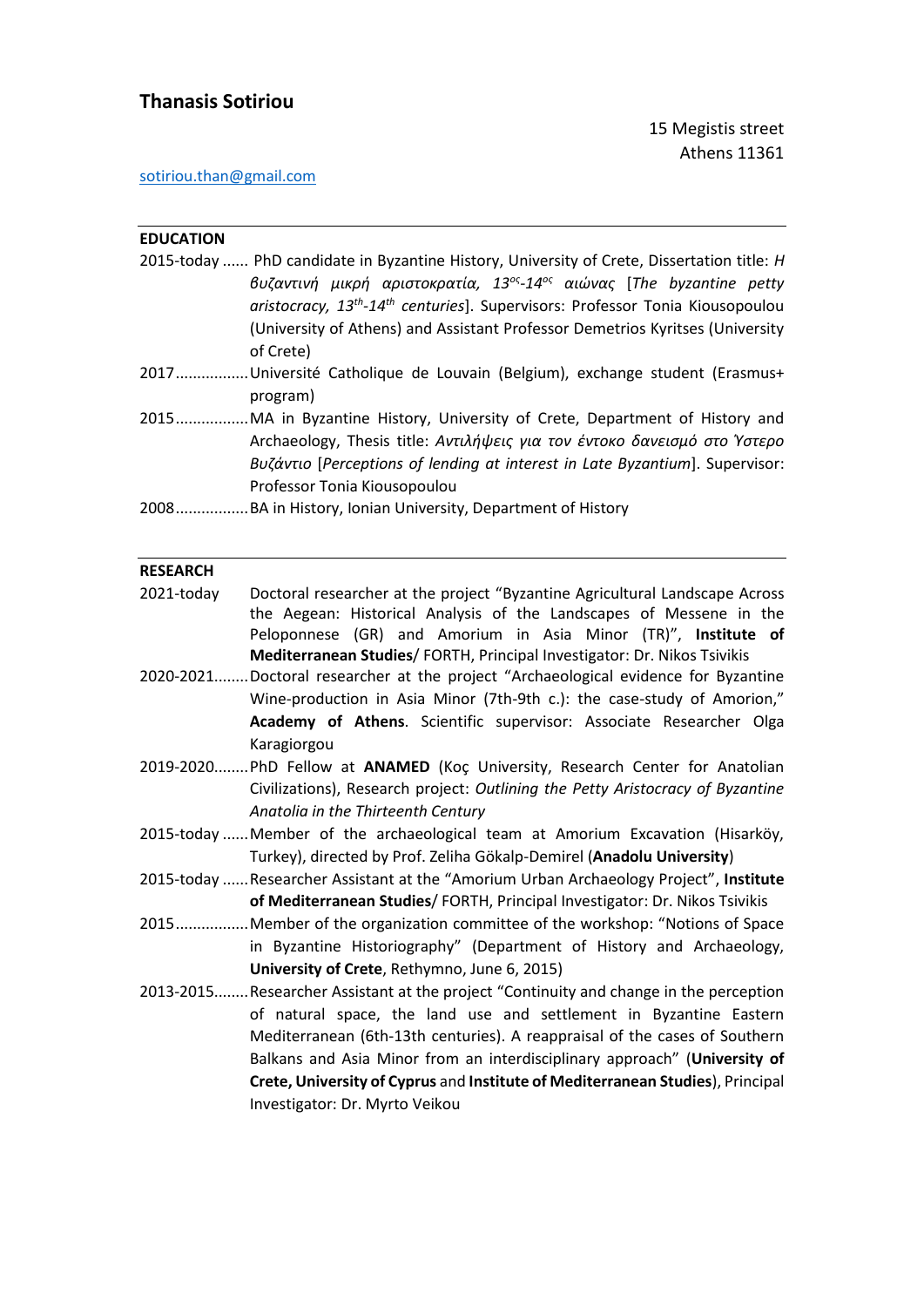# Thanasis Sotiriou

15 Megistis street
Athens 11361

sotiriou.than@gmail.com

## EDUCATION

2015-today ...... PhD candidate in Byzantine History, University of Crete, Dissertation title: *Η βυζαντινή μικρή αριστοκρατία, 13ος-14ος αιώνας* [*The byzantine petty aristocracy, 13th-14th centuries*]. Supervisors: Professor Tonia Kiousopoulou (University of Athens) and Assistant Professor Demetrios Kyritses (University of Crete)

2017................. Université Catholique de Louvain (Belgium), exchange student (Erasmus+ program)

2015................. MA in Byzantine History, University of Crete, Department of History and Archaeology, Thesis title: *Αντιλήψεις για τον έντοκο δανεισμό στο Ύστερο Βυζάντιο* [*Perceptions of lending at interest in Late Byzantium*]. Supervisor: Professor Tonia Kiousopoulou

2008................. BA in History, Ionian University, Department of History

## RESEARCH

2021-today Doctoral researcher at the project "Byzantine Agricultural Landscape Across the Aegean: Historical Analysis of the Landscapes of Messene in the Peloponnese (GR) and Amorium in Asia Minor (TR)", **Institute of Mediterranean Studies**/ FORTH, Principal Investigator: Dr. Nikos Tsivikis

2020-2021........ Doctoral researcher at the project "Archaeological evidence for Byzantine Wine-production in Asia Minor (7th-9th c.): the case-study of Amorion," **Academy of Athens**. Scientific supervisor: Associate Researcher Olga Karagiorgou

2019-2020........ PhD Fellow at **ANAMED** (Koç University, Research Center for Anatolian Civilizations), Research project: *Outlining the Petty Aristocracy of Byzantine Anatolia in the Thirteenth Century*

2015-today ...... Member of the archaeological team at Amorium Excavation (Hisarköy, Turkey), directed by Prof. Zeliha Gökalp-Demirel (**Anadolu University**)

2015-today ...... Researcher Assistant at the "Amorium Urban Archaeology Project", **Institute of Mediterranean Studies**/ FORTH, Principal Investigator: Dr. Nikos Tsivikis

2015................. Member of the organization committee of the workshop: "Notions of Space in Byzantine Historiography" (Department of History and Archaeology, **University of Crete**, Rethymno, June 6, 2015)

2013-2015........ Researcher Assistant at the project "Continuity and change in the perception of natural space, the land use and settlement in Byzantine Eastern Mediterranean (6th-13th centuries). A reappraisal of the cases of Southern Balkans and Asia Minor from an interdisciplinary approach" (**University of Crete, University of Cyprus** and **Institute of Mediterranean Studies**), Principal Investigator: Dr. Myrto Veikou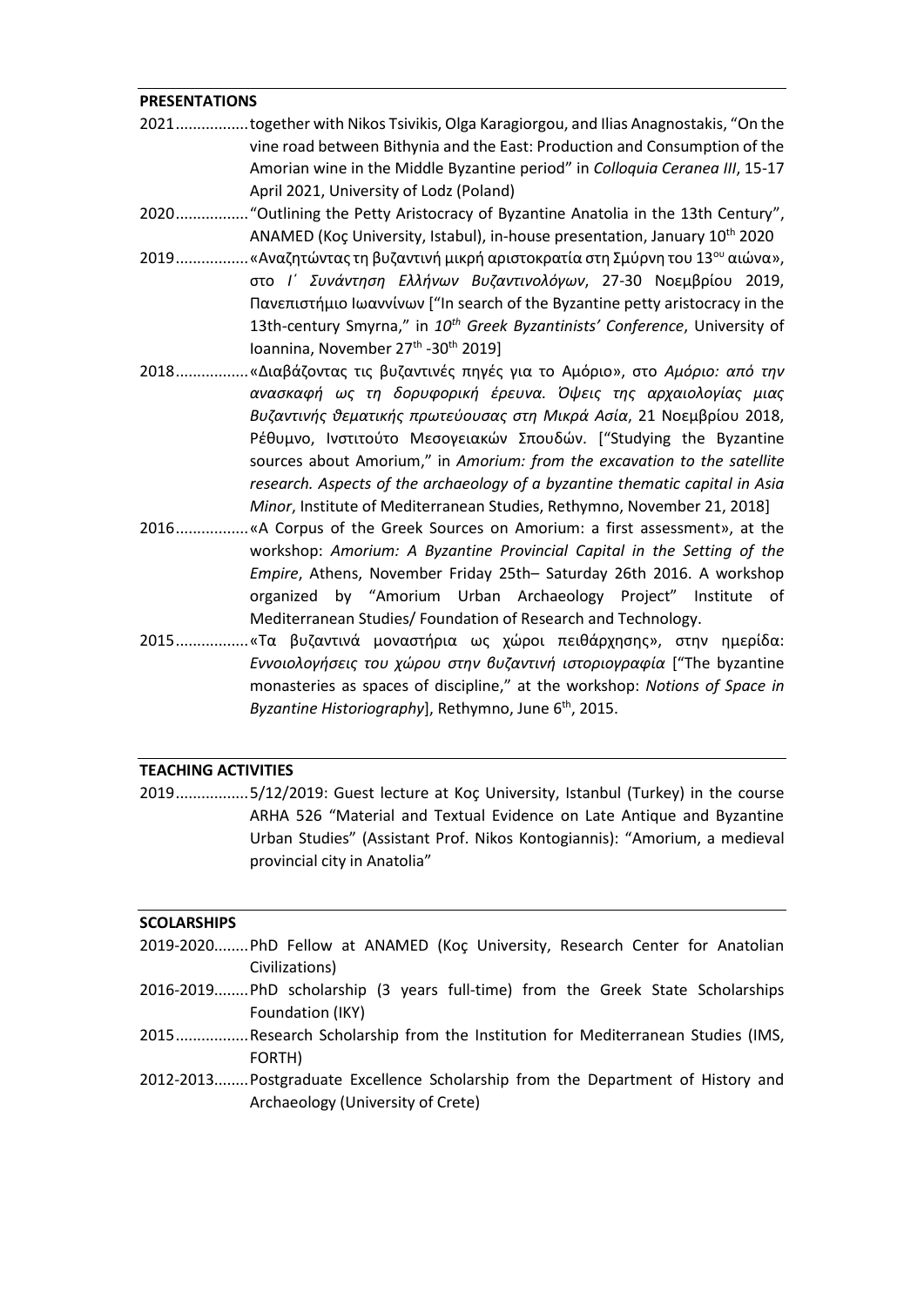## PRESENTATIONS

2021................together with Nikos Tsivikis, Olga Karagiorgou, and Ilias Anagnostakis, "On the vine road between Bithynia and the East: Production and Consumption of the Amorian wine in the Middle Byzantine period" in *Colloquia Ceranea III*, 15-17 April 2021, University of Lodz (Poland)

2020................"Outlining the Petty Aristocracy of Byzantine Anatolia in the 13th Century", ANAMED (Koç University, Istabul), in-house presentation, January 10th 2020

2019................«Αναζητώντας τη βυζαντινή μικρή αριστοκρατία στη Σμύρνη του 13ου αιώνα», στο *Ι΄ Συνάντηση Ελλήνων Βυζαντινολόγων*, 27-30 Νοεμβρίου 2019, Πανεπιστήμιο Ιωαννίνων ["In search of the Byzantine petty aristocracy in the 13th-century Smyrna," in *10th Greek Byzantinists' Conference*, University of Ioannina, November 27th -30th 2019]

2018................«Διαβάζοντας τις βυζαντινές πηγές για το Αμόριο», στο *Αμόριο: από την ανασκαφή ως τη δορυφορική έρευνα. Όψεις της αρχαιολογίας μιας Βυζαντινής θεματικής πρωτεύουσας στη Μικρά Ασία*, 21 Νοεμβρίου 2018, Ρέθυμνο, Ινστιτούτο Μεσογειακών Σπουδών. ["Studying the Byzantine sources about Amorium," in *Amorium: from the excavation to the satellite research. Aspects of the archaeology of a byzantine thematic capital in Asia Minor*, Institute of Mediterranean Studies, Rethymno, November 21, 2018]

2016................«A Corpus of the Greek Sources on Amorium: a first assessment», at the workshop: *Amorium: A Byzantine Provincial Capital in the Setting of the Empire*, Athens, November Friday 25th– Saturday 26th 2016. A workshop organized by "Amorium Urban Archaeology Project" Institute of Mediterranean Studies/ Foundation of Research and Technology.

2015................«Τα βυζαντινά μοναστήρια ως χώροι πειθάρχησης», στην ημερίδα: *Εννοιολογήσεις του χώρου στην βυζαντινή ιστοριογραφία* ["The byzantine monasteries as spaces of discipline," at the workshop: *Notions of Space in Byzantine Historiography*], Rethymno, June 6th, 2015.

## TEACHING ACTIVITIES

2019................5/12/2019: Guest lecture at Koç University, Istanbul (Turkey) in the course ARHA 526 "Material and Textual Evidence on Late Antique and Byzantine Urban Studies" (Assistant Prof. Nikos Kontogiannis): "Amorium, a medieval provincial city in Anatolia"

## SCOLARSHIPS

2019-2020........PhD Fellow at ANAMED (Koç University, Research Center for Anatolian Civilizations)

2016-2019........PhD scholarship (3 years full-time) from the Greek State Scholarships Foundation (IKY)

2015................Research Scholarship from the Institution for Mediterranean Studies (IMS, FORTH)

2012-2013........Postgraduate Excellence Scholarship from the Department of History and Archaeology (University of Crete)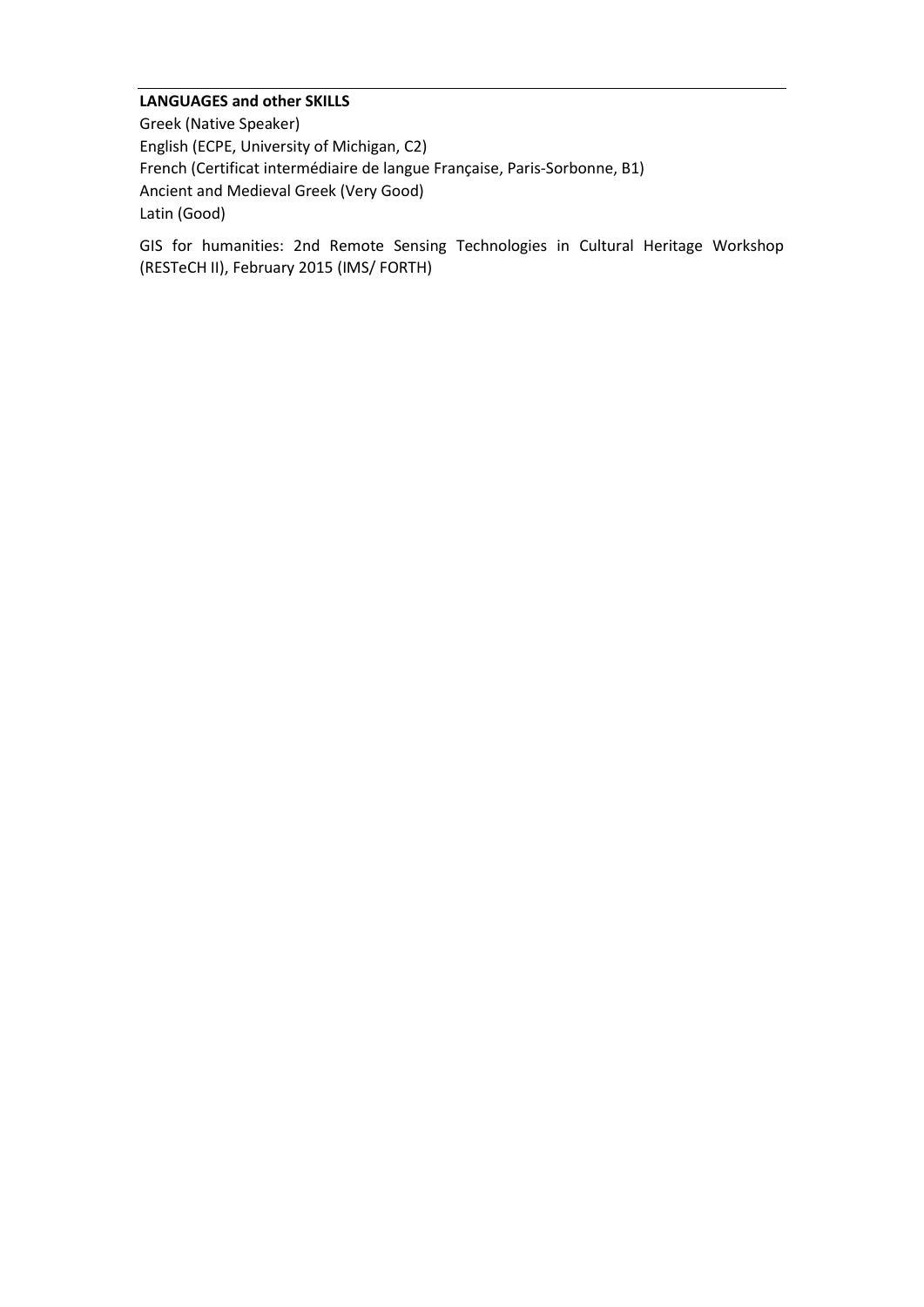## LANGUAGES and other SKILLS

Greek (Native Speaker)
English (ECPE, University of Michigan, C2)
French (Certificat intermédiaire de langue Française, Paris-Sorbonne, B1)
Ancient and Medieval Greek (Very Good)
Latin (Good)

GIS for humanities: 2nd Remote Sensing Technologies in Cultural Heritage Workshop (RESTeCH II), February 2015 (IMS/ FORTH)